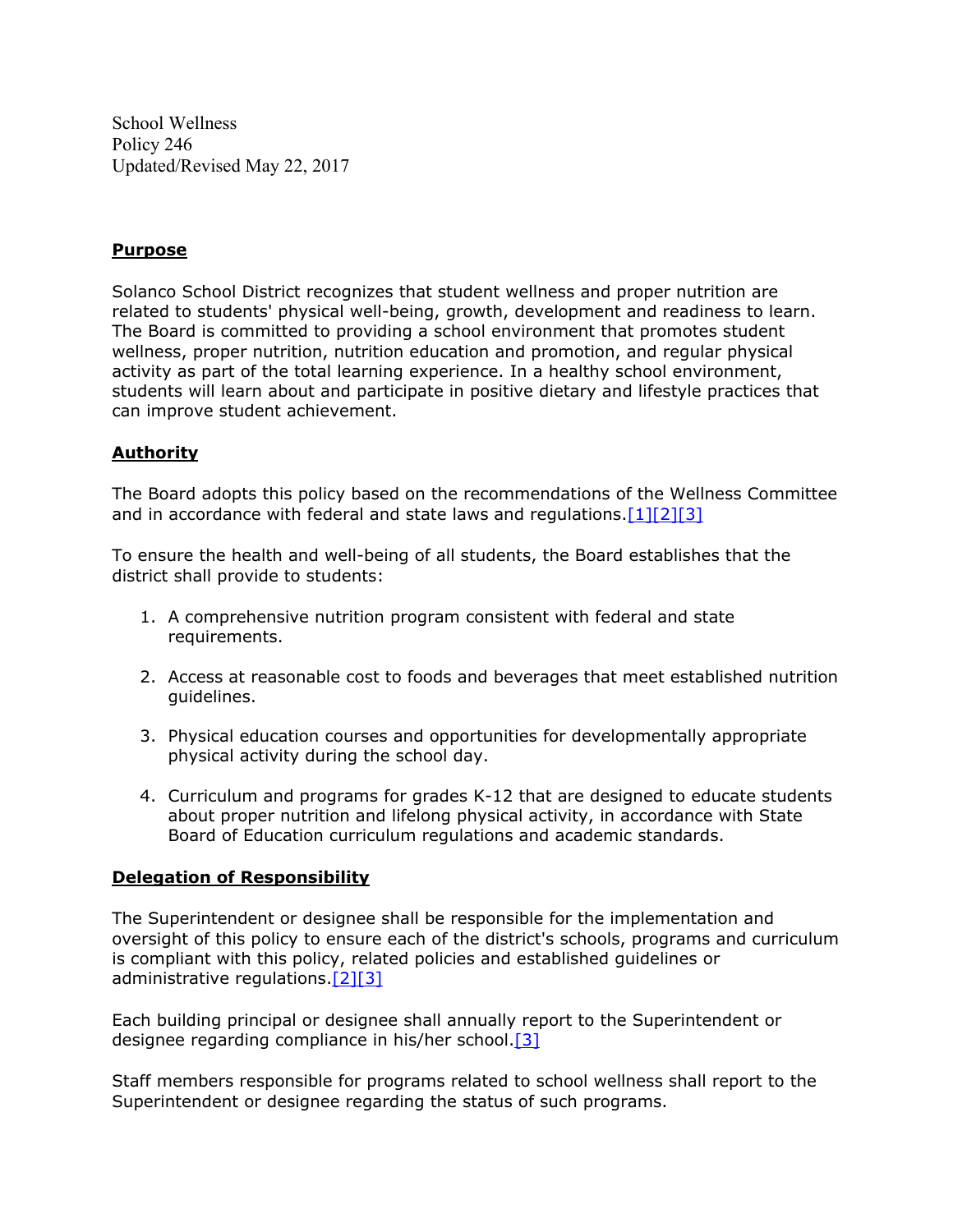School Wellness
Policy 246
Updated/Revised May 22, 2017

## Purpose

Solanco School District recognizes that student wellness and proper nutrition are related to students' physical well-being, growth, development and readiness to learn. The Board is committed to providing a school environment that promotes student wellness, proper nutrition, nutrition education and promotion, and regular physical activity as part of the total learning experience. In a healthy school environment, students will learn about and participate in positive dietary and lifestyle practices that can improve student achievement.

## Authority

The Board adopts this policy based on the recommendations of the Wellness Committee and in accordance with federal and state laws and regulations.[1][2][3]

To ensure the health and well-being of all students, the Board establishes that the district shall provide to students:

1. A comprehensive nutrition program consistent with federal and state requirements.

2. Access at reasonable cost to foods and beverages that meet established nutrition guidelines.

3. Physical education courses and opportunities for developmentally appropriate physical activity during the school day.

4. Curriculum and programs for grades K-12 that are designed to educate students about proper nutrition and lifelong physical activity, in accordance with State Board of Education curriculum regulations and academic standards.

## Delegation of Responsibility

The Superintendent or designee shall be responsible for the implementation and oversight of this policy to ensure each of the district's schools, programs and curriculum is compliant with this policy, related policies and established guidelines or administrative regulations.[2][3]

Each building principal or designee shall annually report to the Superintendent or designee regarding compliance in his/her school.[3]

Staff members responsible for programs related to school wellness shall report to the Superintendent or designee regarding the status of such programs.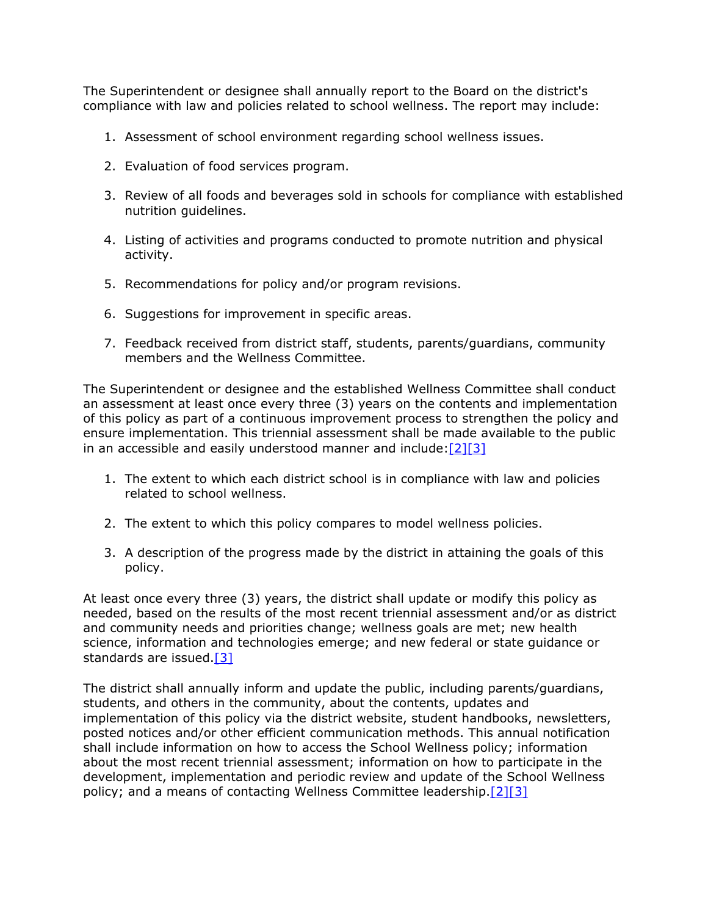The Superintendent or designee shall annually report to the Board on the district's compliance with law and policies related to school wellness. The report may include:

1. Assessment of school environment regarding school wellness issues.

2. Evaluation of food services program.

3. Review of all foods and beverages sold in schools for compliance with established nutrition guidelines.

4. Listing of activities and programs conducted to promote nutrition and physical activity.

5. Recommendations for policy and/or program revisions.

6. Suggestions for improvement in specific areas.

7. Feedback received from district staff, students, parents/guardians, community members and the Wellness Committee.

The Superintendent or designee and the established Wellness Committee shall conduct an assessment at least once every three (3) years on the contents and implementation of this policy as part of a continuous improvement process to strengthen the policy and ensure implementation. This triennial assessment shall be made available to the public in an accessible and easily understood manner and include:[2][3]

1. The extent to which each district school is in compliance with law and policies related to school wellness.

2. The extent to which this policy compares to model wellness policies.

3. A description of the progress made by the district in attaining the goals of this policy.

At least once every three (3) years, the district shall update or modify this policy as needed, based on the results of the most recent triennial assessment and/or as district and community needs and priorities change; wellness goals are met; new health science, information and technologies emerge; and new federal or state guidance or standards are issued.[3]

The district shall annually inform and update the public, including parents/guardians, students, and others in the community, about the contents, updates and implementation of this policy via the district website, student handbooks, newsletters, posted notices and/or other efficient communication methods. This annual notification shall include information on how to access the School Wellness policy; information about the most recent triennial assessment; information on how to participate in the development, implementation and periodic review and update of the School Wellness policy; and a means of contacting Wellness Committee leadership.[2][3]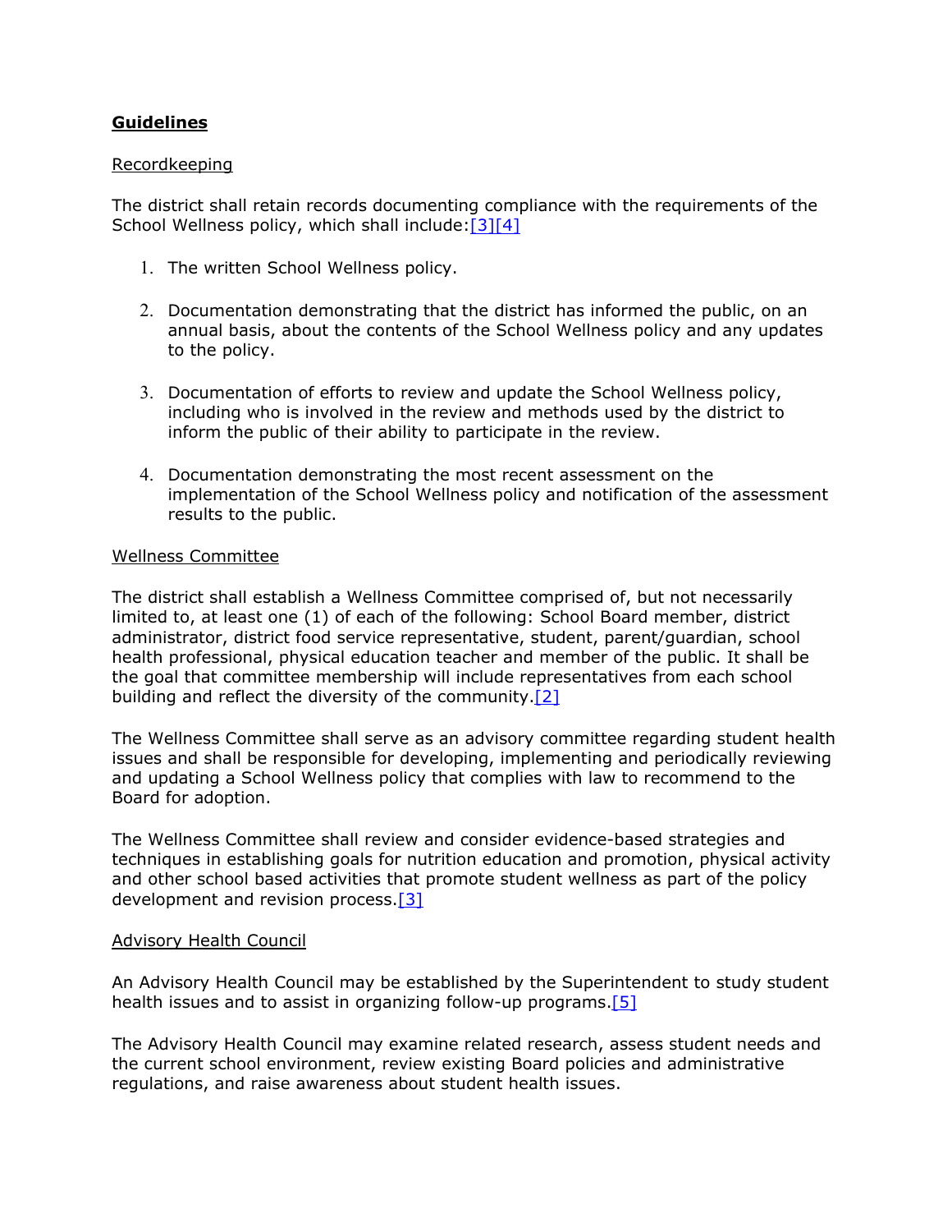**Guidelines**

Recordkeeping

The district shall retain records documenting compliance with the requirements of the School Wellness policy, which shall include:[3][4]

1. The written School Wellness policy.

2. Documentation demonstrating that the district has informed the public, on an annual basis, about the contents of the School Wellness policy and any updates to the policy.

3. Documentation of efforts to review and update the School Wellness policy, including who is involved in the review and methods used by the district to inform the public of their ability to participate in the review.

4. Documentation demonstrating the most recent assessment on the implementation of the School Wellness policy and notification of the assessment results to the public.

Wellness Committee

The district shall establish a Wellness Committee comprised of, but not necessarily limited to, at least one (1) of each of the following: School Board member, district administrator, district food service representative, student, parent/guardian, school health professional, physical education teacher and member of the public. It shall be the goal that committee membership will include representatives from each school building and reflect the diversity of the community.[2]

The Wellness Committee shall serve as an advisory committee regarding student health issues and shall be responsible for developing, implementing and periodically reviewing and updating a School Wellness policy that complies with law to recommend to the Board for adoption.

The Wellness Committee shall review and consider evidence-based strategies and techniques in establishing goals for nutrition education and promotion, physical activity and other school based activities that promote student wellness as part of the policy development and revision process.[3]

Advisory Health Council

An Advisory Health Council may be established by the Superintendent to study student health issues and to assist in organizing follow-up programs.[5]

The Advisory Health Council may examine related research, assess student needs and the current school environment, review existing Board policies and administrative regulations, and raise awareness about student health issues.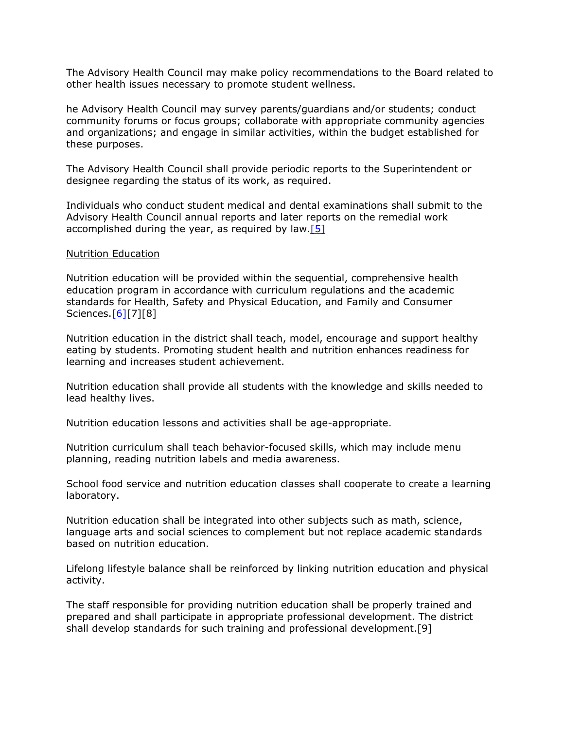The Advisory Health Council may make policy recommendations to the Board related to other health issues necessary to promote student wellness.

he Advisory Health Council may survey parents/guardians and/or students; conduct community forums or focus groups; collaborate with appropriate community agencies and organizations; and engage in similar activities, within the budget established for these purposes.

The Advisory Health Council shall provide periodic reports to the Superintendent or designee regarding the status of its work, as required.

Individuals who conduct student medical and dental examinations shall submit to the Advisory Health Council annual reports and later reports on the remedial work accomplished during the year, as required by law.[5]

Nutrition Education

Nutrition education will be provided within the sequential, comprehensive health education program in accordance with curriculum regulations and the academic standards for Health, Safety and Physical Education, and Family and Consumer Sciences.[6][7][8]

Nutrition education in the district shall teach, model, encourage and support healthy eating by students. Promoting student health and nutrition enhances readiness for learning and increases student achievement.

Nutrition education shall provide all students with the knowledge and skills needed to lead healthy lives.

Nutrition education lessons and activities shall be age-appropriate.

Nutrition curriculum shall teach behavior-focused skills, which may include menu planning, reading nutrition labels and media awareness.

School food service and nutrition education classes shall cooperate to create a learning laboratory.

Nutrition education shall be integrated into other subjects such as math, science, language arts and social sciences to complement but not replace academic standards based on nutrition education.

Lifelong lifestyle balance shall be reinforced by linking nutrition education and physical activity.

The staff responsible for providing nutrition education shall be properly trained and prepared and shall participate in appropriate professional development. The district shall develop standards for such training and professional development.[9]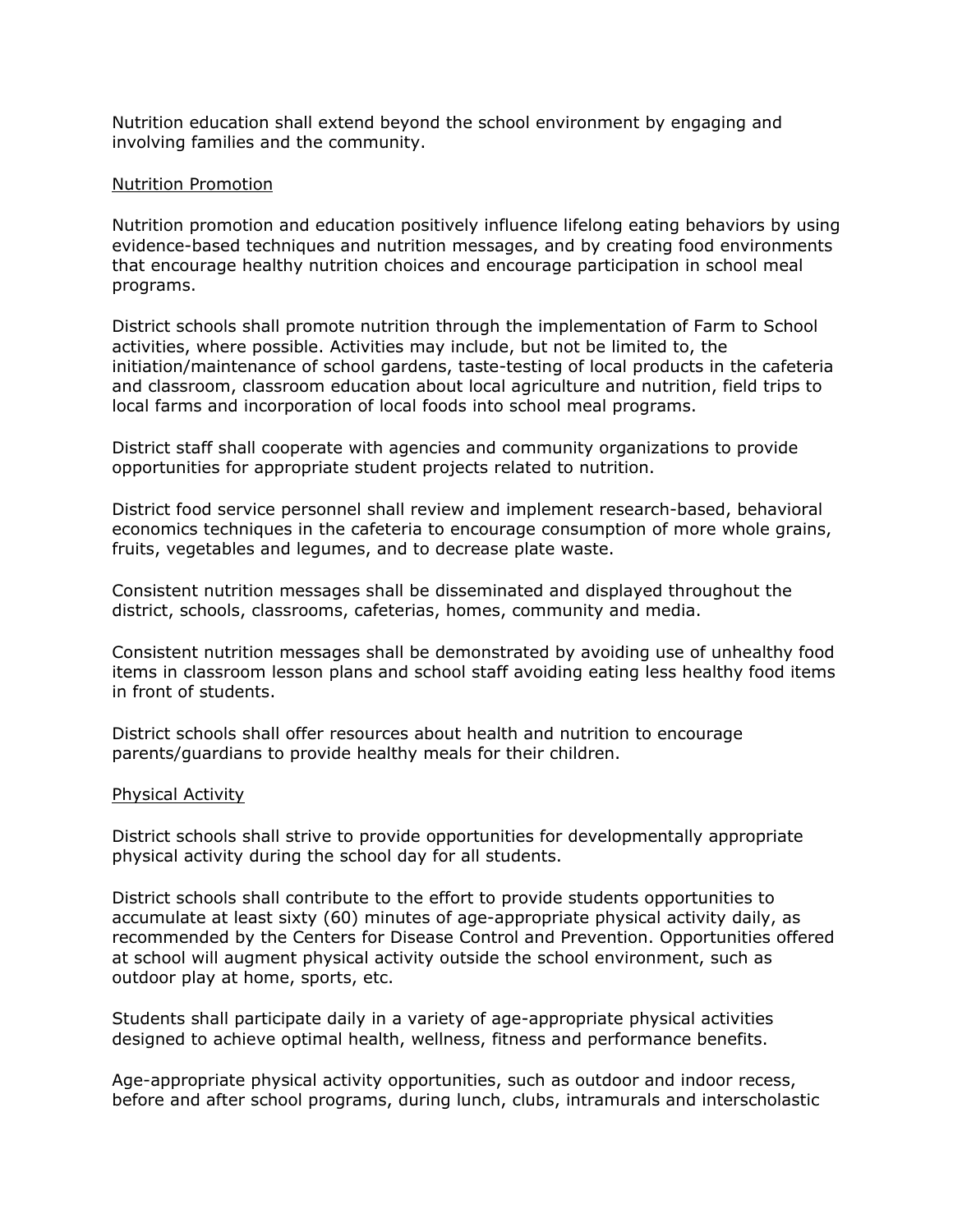Nutrition education shall extend beyond the school environment by engaging and involving families and the community.

<u>Nutrition Promotion</u>

Nutrition promotion and education positively influence lifelong eating behaviors by using evidence-based techniques and nutrition messages, and by creating food environments that encourage healthy nutrition choices and encourage participation in school meal programs.

District schools shall promote nutrition through the implementation of Farm to School activities, where possible. Activities may include, but not be limited to, the initiation/maintenance of school gardens, taste-testing of local products in the cafeteria and classroom, classroom education about local agriculture and nutrition, field trips to local farms and incorporation of local foods into school meal programs.

District staff shall cooperate with agencies and community organizations to provide opportunities for appropriate student projects related to nutrition.

District food service personnel shall review and implement research-based, behavioral economics techniques in the cafeteria to encourage consumption of more whole grains, fruits, vegetables and legumes, and to decrease plate waste.

Consistent nutrition messages shall be disseminated and displayed throughout the district, schools, classrooms, cafeterias, homes, community and media.

Consistent nutrition messages shall be demonstrated by avoiding use of unhealthy food items in classroom lesson plans and school staff avoiding eating less healthy food items in front of students.

District schools shall offer resources about health and nutrition to encourage parents/guardians to provide healthy meals for their children.

<u>Physical Activity</u>

District schools shall strive to provide opportunities for developmentally appropriate physical activity during the school day for all students.

District schools shall contribute to the effort to provide students opportunities to accumulate at least sixty (60) minutes of age-appropriate physical activity daily, as recommended by the Centers for Disease Control and Prevention. Opportunities offered at school will augment physical activity outside the school environment, such as outdoor play at home, sports, etc.

Students shall participate daily in a variety of age-appropriate physical activities designed to achieve optimal health, wellness, fitness and performance benefits.

Age-appropriate physical activity opportunities, such as outdoor and indoor recess, before and after school programs, during lunch, clubs, intramurals and interscholastic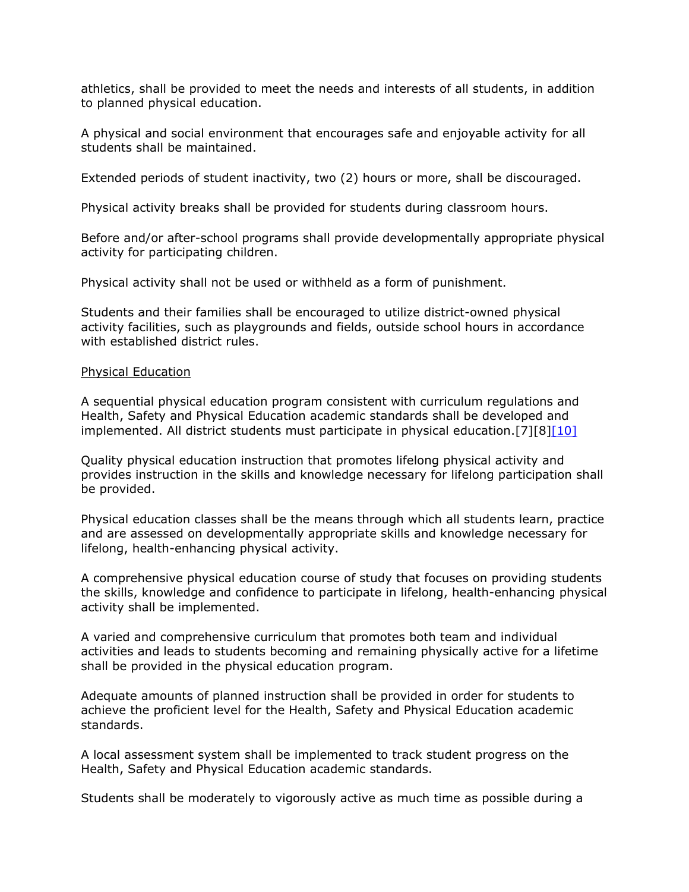athletics, shall be provided to meet the needs and interests of all students, in addition to planned physical education.

A physical and social environment that encourages safe and enjoyable activity for all students shall be maintained.

Extended periods of student inactivity, two (2) hours or more, shall be discouraged.

Physical activity breaks shall be provided for students during classroom hours.

Before and/or after-school programs shall provide developmentally appropriate physical activity for participating children.

Physical activity shall not be used or withheld as a form of punishment.

Students and their families shall be encouraged to utilize district-owned physical activity facilities, such as playgrounds and fields, outside school hours in accordance with established district rules.

Physical Education

A sequential physical education program consistent with curriculum regulations and Health, Safety and Physical Education academic standards shall be developed and implemented. All district students must participate in physical education.[7][8][10]

Quality physical education instruction that promotes lifelong physical activity and provides instruction in the skills and knowledge necessary for lifelong participation shall be provided.

Physical education classes shall be the means through which all students learn, practice and are assessed on developmentally appropriate skills and knowledge necessary for lifelong, health-enhancing physical activity.

A comprehensive physical education course of study that focuses on providing students the skills, knowledge and confidence to participate in lifelong, health-enhancing physical activity shall be implemented.

A varied and comprehensive curriculum that promotes both team and individual activities and leads to students becoming and remaining physically active for a lifetime shall be provided in the physical education program.

Adequate amounts of planned instruction shall be provided in order for students to achieve the proficient level for the Health, Safety and Physical Education academic standards.

A local assessment system shall be implemented to track student progress on the Health, Safety and Physical Education academic standards.

Students shall be moderately to vigorously active as much time as possible during a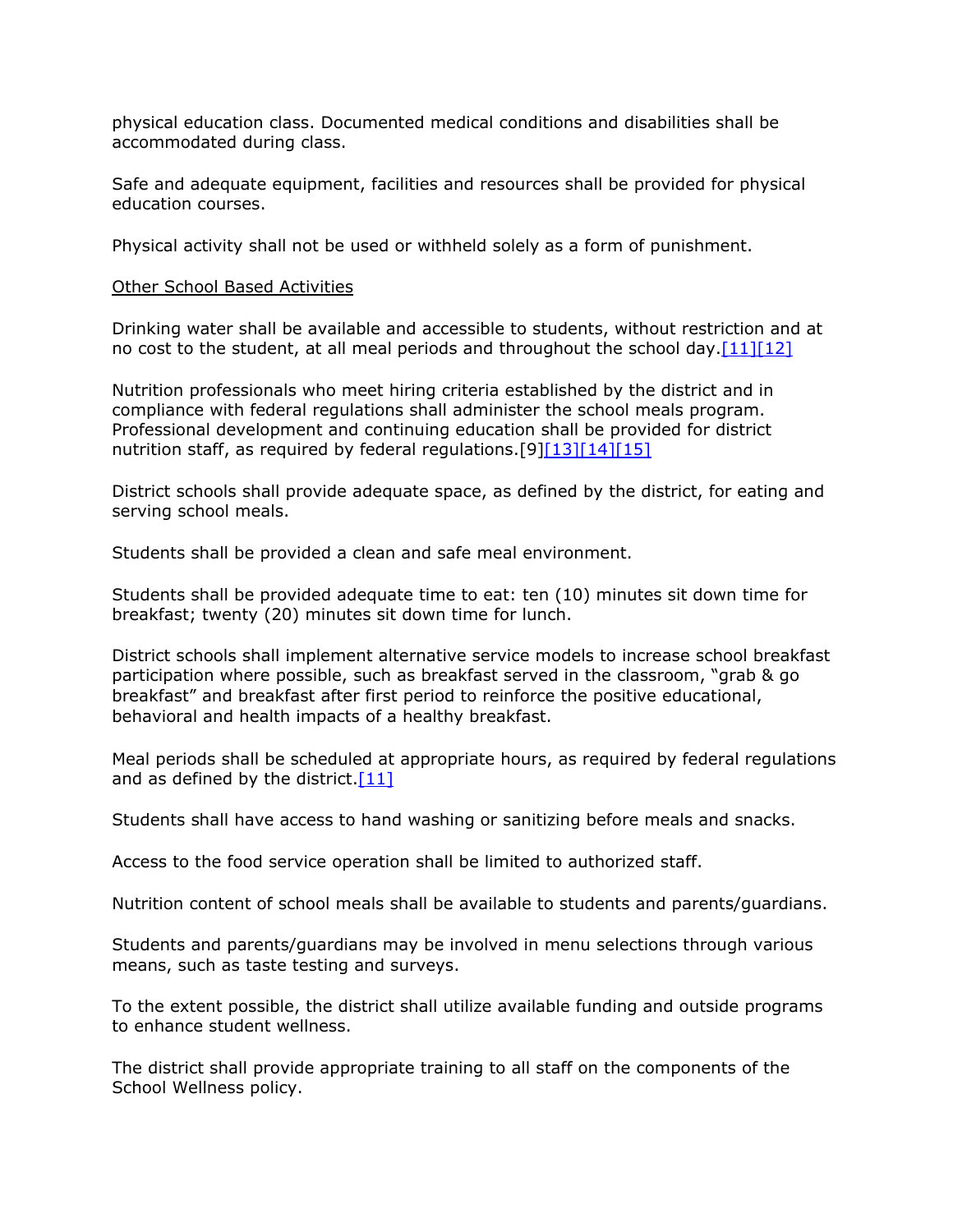physical education class. Documented medical conditions and disabilities shall be accommodated during class.

Safe and adequate equipment, facilities and resources shall be provided for physical education courses.

Physical activity shall not be used or withheld solely as a form of punishment.

Other School Based Activities

Drinking water shall be available and accessible to students, without restriction and at no cost to the student, at all meal periods and throughout the school day.[11][12]

Nutrition professionals who meet hiring criteria established by the district and in compliance with federal regulations shall administer the school meals program. Professional development and continuing education shall be provided for district nutrition staff, as required by federal regulations.[9][13][14][15]

District schools shall provide adequate space, as defined by the district, for eating and serving school meals.

Students shall be provided a clean and safe meal environment.

Students shall be provided adequate time to eat: ten (10) minutes sit down time for breakfast; twenty (20) minutes sit down time for lunch.

District schools shall implement alternative service models to increase school breakfast participation where possible, such as breakfast served in the classroom, "grab & go breakfast" and breakfast after first period to reinforce the positive educational, behavioral and health impacts of a healthy breakfast.

Meal periods shall be scheduled at appropriate hours, as required by federal regulations and as defined by the district.[11]

Students shall have access to hand washing or sanitizing before meals and snacks.

Access to the food service operation shall be limited to authorized staff.

Nutrition content of school meals shall be available to students and parents/guardians.

Students and parents/guardians may be involved in menu selections through various means, such as taste testing and surveys.

To the extent possible, the district shall utilize available funding and outside programs to enhance student wellness.

The district shall provide appropriate training to all staff on the components of the School Wellness policy.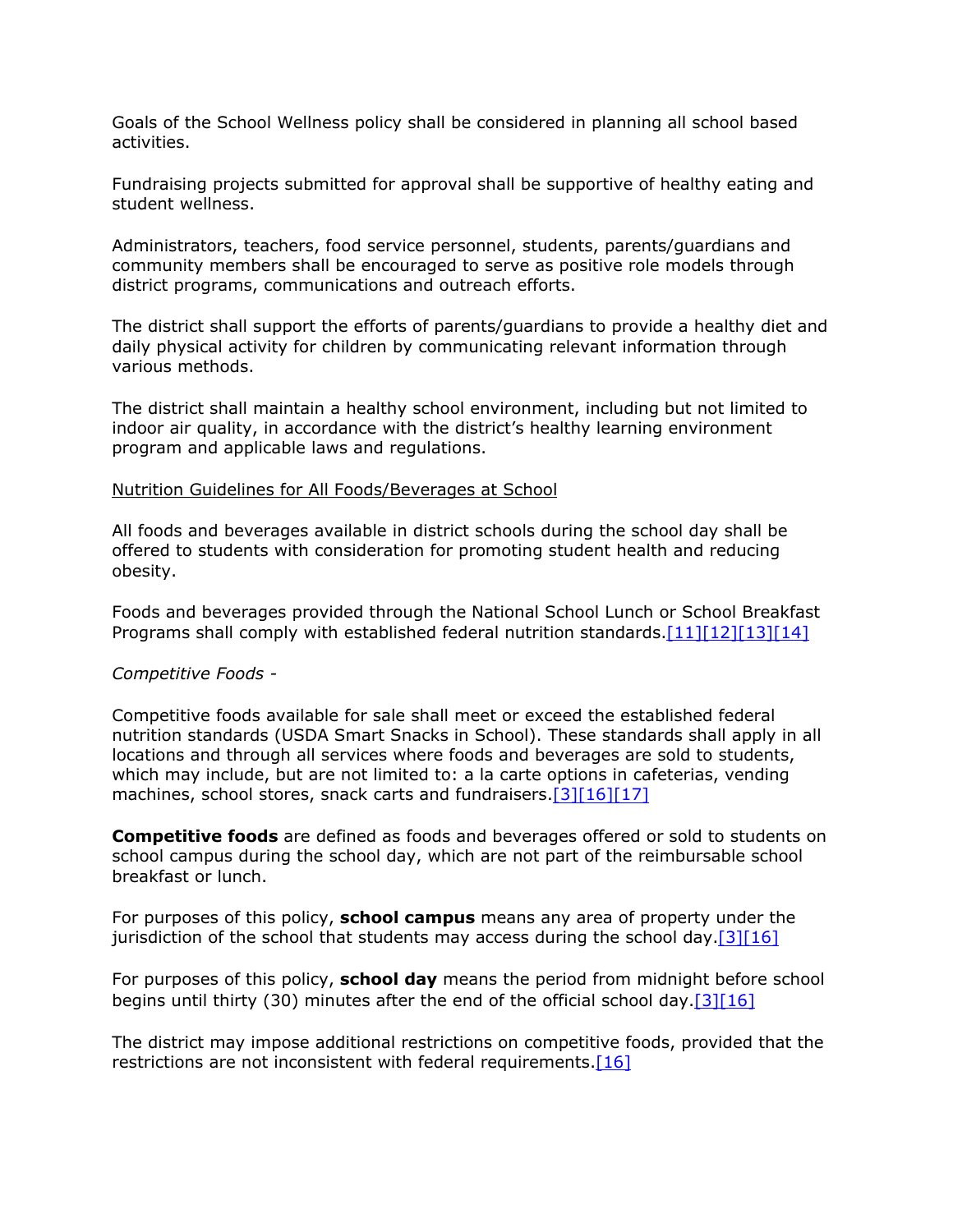Goals of the School Wellness policy shall be considered in planning all school based activities.

Fundraising projects submitted for approval shall be supportive of healthy eating and student wellness.

Administrators, teachers, food service personnel, students, parents/guardians and community members shall be encouraged to serve as positive role models through district programs, communications and outreach efforts.

The district shall support the efforts of parents/guardians to provide a healthy diet and daily physical activity for children by communicating relevant information through various methods.

The district shall maintain a healthy school environment, including but not limited to indoor air quality, in accordance with the district's healthy learning environment program and applicable laws and regulations.

Nutrition Guidelines for All Foods/Beverages at School

All foods and beverages available in district schools during the school day shall be offered to students with consideration for promoting student health and reducing obesity.

Foods and beverages provided through the National School Lunch or School Breakfast Programs shall comply with established federal nutrition standards.[11][12][13][14]

*Competitive Foods -*

Competitive foods available for sale shall meet or exceed the established federal nutrition standards (USDA Smart Snacks in School). These standards shall apply in all locations and through all services where foods and beverages are sold to students, which may include, but are not limited to: a la carte options in cafeterias, vending machines, school stores, snack carts and fundraisers.[3][16][17]

**Competitive foods** are defined as foods and beverages offered or sold to students on school campus during the school day, which are not part of the reimbursable school breakfast or lunch.

For purposes of this policy, **school campus** means any area of property under the jurisdiction of the school that students may access during the school day.[3][16]

For purposes of this policy, **school day** means the period from midnight before school begins until thirty (30) minutes after the end of the official school day.[3][16]

The district may impose additional restrictions on competitive foods, provided that the restrictions are not inconsistent with federal requirements.[16]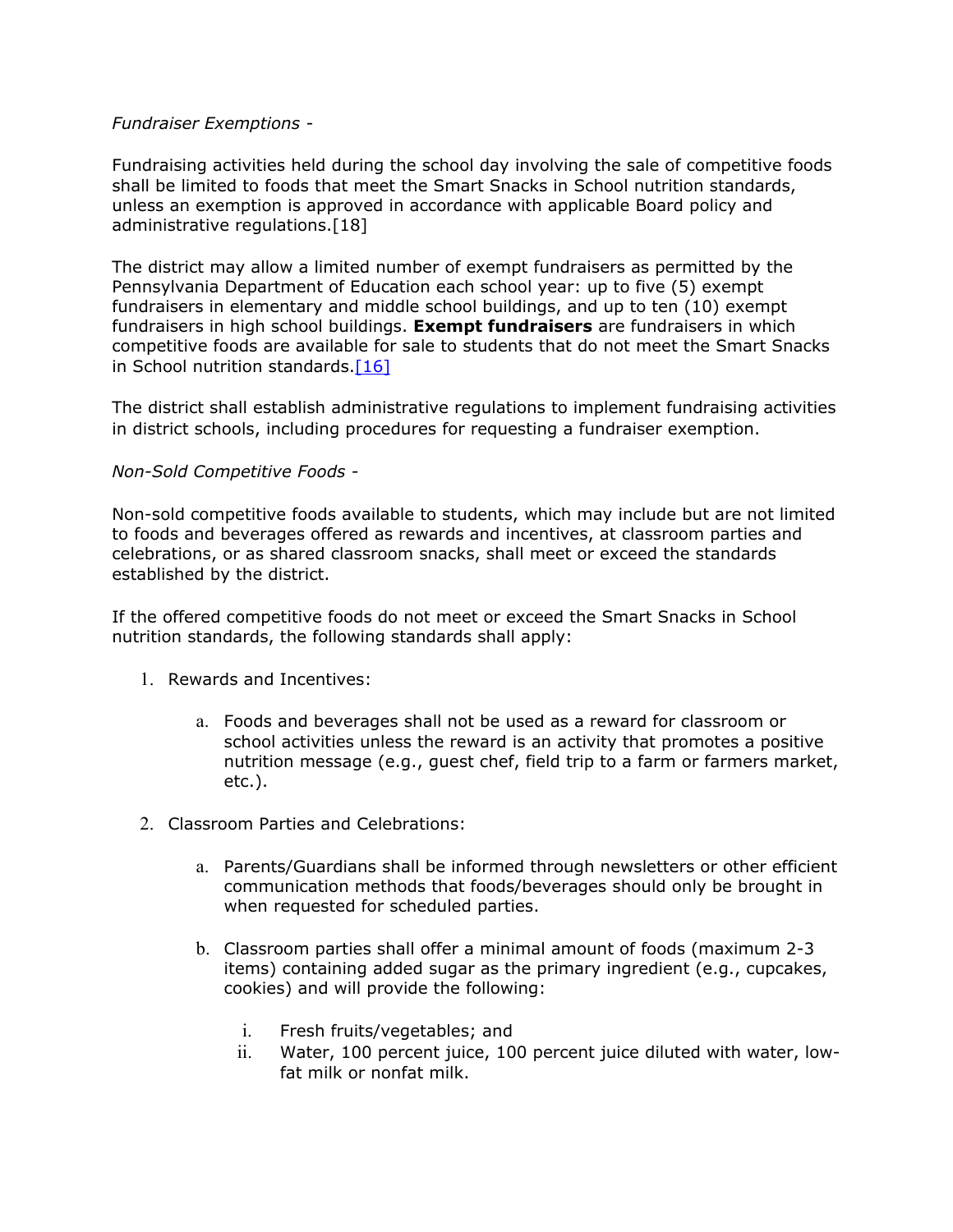*Fundraiser Exemptions* -

Fundraising activities held during the school day involving the sale of competitive foods shall be limited to foods that meet the Smart Snacks in School nutrition standards, unless an exemption is approved in accordance with applicable Board policy and administrative regulations.[18]

The district may allow a limited number of exempt fundraisers as permitted by the Pennsylvania Department of Education each school year: up to five (5) exempt fundraisers in elementary and middle school buildings, and up to ten (10) exempt fundraisers in high school buildings. **Exempt fundraisers** are fundraisers in which competitive foods are available for sale to students that do not meet the Smart Snacks in School nutrition standards.[16]

The district shall establish administrative regulations to implement fundraising activities in district schools, including procedures for requesting a fundraiser exemption.

*Non-Sold Competitive Foods* -

Non-sold competitive foods available to students, which may include but are not limited to foods and beverages offered as rewards and incentives, at classroom parties and celebrations, or as shared classroom snacks, shall meet or exceed the standards established by the district.

If the offered competitive foods do not meet or exceed the Smart Snacks in School nutrition standards, the following standards shall apply:

1. Rewards and Incentives:

    a. Foods and beverages shall not be used as a reward for classroom or school activities unless the reward is an activity that promotes a positive nutrition message (e.g., guest chef, field trip to a farm or farmers market, etc.).

2. Classroom Parties and Celebrations:

    a. Parents/Guardians shall be informed through newsletters or other efficient communication methods that foods/beverages should only be brought in when requested for scheduled parties.

    b. Classroom parties shall offer a minimal amount of foods (maximum 2-3 items) containing added sugar as the primary ingredient (e.g., cupcakes, cookies) and will provide the following:

        i. Fresh fruits/vegetables; and
        ii. Water, 100 percent juice, 100 percent juice diluted with water, low-fat milk or nonfat milk.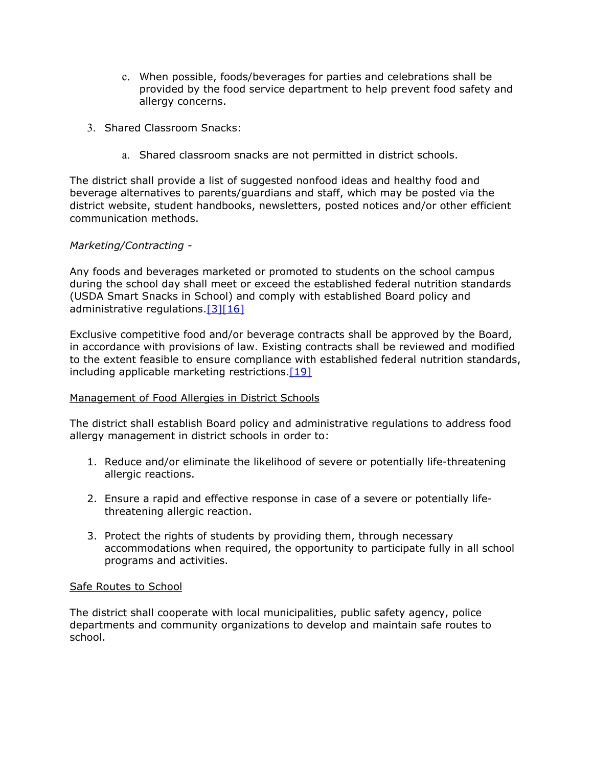c. When possible, foods/beverages for parties and celebrations shall be provided by the food service department to help prevent food safety and allergy concerns.

3. Shared Classroom Snacks:

    a. Shared classroom snacks are not permitted in district schools.

The district shall provide a list of suggested nonfood ideas and healthy food and beverage alternatives to parents/guardians and staff, which may be posted via the district website, student handbooks, newsletters, posted notices and/or other efficient communication methods.

*Marketing/Contracting -*

Any foods and beverages marketed or promoted to students on the school campus during the school day shall meet or exceed the established federal nutrition standards (USDA Smart Snacks in School) and comply with established Board policy and administrative regulations.[3][16]

Exclusive competitive food and/or beverage contracts shall be approved by the Board, in accordance with provisions of law. Existing contracts shall be reviewed and modified to the extent feasible to ensure compliance with established federal nutrition standards, including applicable marketing restrictions.[19]

<u>Management of Food Allergies in District Schools</u>

The district shall establish Board policy and administrative regulations to address food allergy management in district schools in order to:

1. Reduce and/or eliminate the likelihood of severe or potentially life-threatening allergic reactions.

2. Ensure a rapid and effective response in case of a severe or potentially life-threatening allergic reaction.

3. Protect the rights of students by providing them, through necessary accommodations when required, the opportunity to participate fully in all school programs and activities.

<u>Safe Routes to School</u>

The district shall cooperate with local municipalities, public safety agency, police departments and community organizations to develop and maintain safe routes to school.